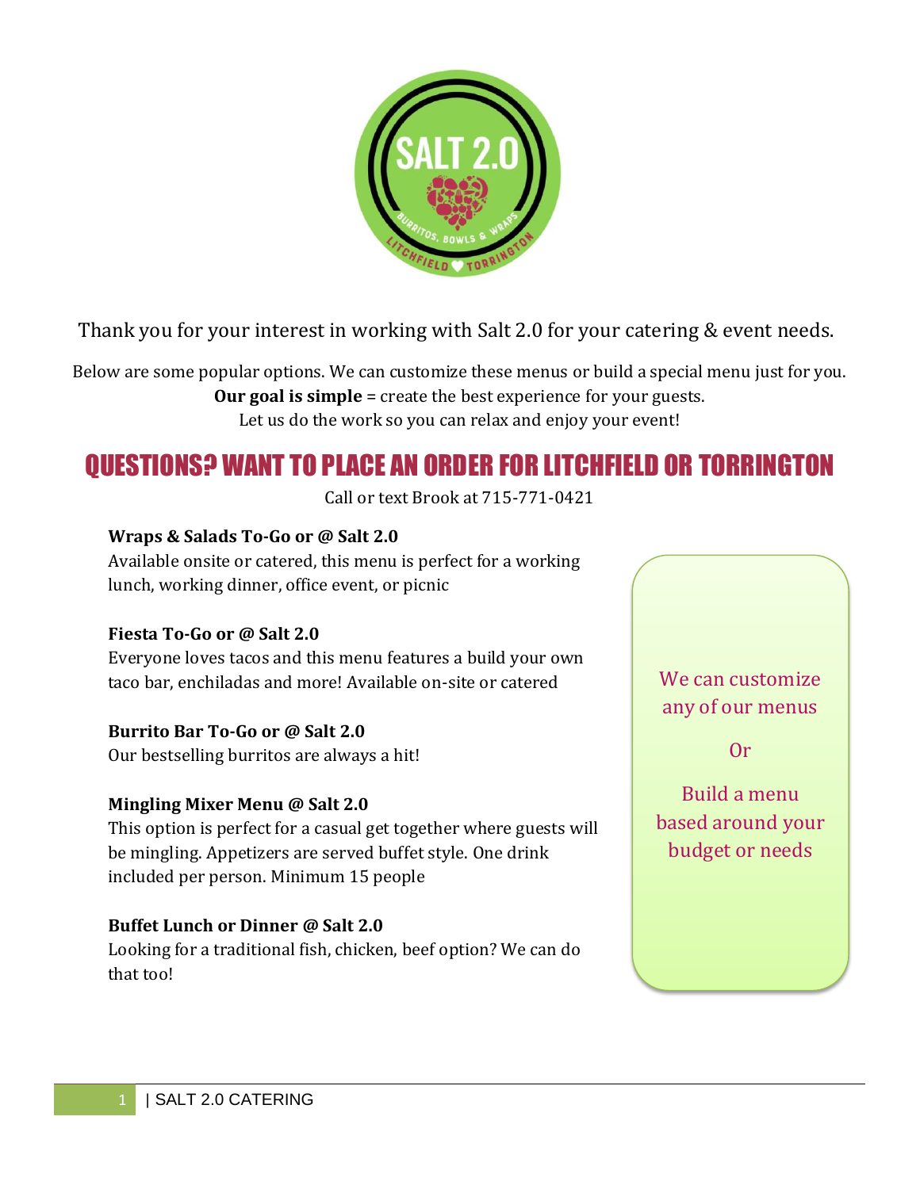Thank you for your interest in working with Salt 2.0 for your catering & event needs.

Below are some popular options. We can customize these menus or build a special menu just for you.
**Our goal is simple** = create the best experience for your guests.
Let us do the work so you can relax and enjoy your event!

## QUESTIONS? WANT TO PLACE AN ORDER FOR LITCHFIELD OR TORRINGTON

Call or text Brook at 715-771-0421

**Wraps & Salads To-Go or @ Salt 2.0**
Available onsite or catered, this menu is perfect for a working lunch, working dinner, office event, or picnic

**Fiesta To-Go or @ Salt 2.0**
Everyone loves tacos and this menu features a build your own taco bar, enchiladas and more! Available on-site or catered

**Burrito Bar To-Go or @ Salt 2.0**
Our bestselling burritos are always a hit!

**Mingling Mixer Menu @ Salt 2.0**
This option is perfect for a casual get together where guests will be mingling. Appetizers are served buffet style. One drink included per person. Minimum 15 people

**Buffet Lunch or Dinner @ Salt 2.0**
Looking for a traditional fish, chicken, beef option? We can do that too!

We can customize any of our menus

Or

Build a menu based around your budget or needs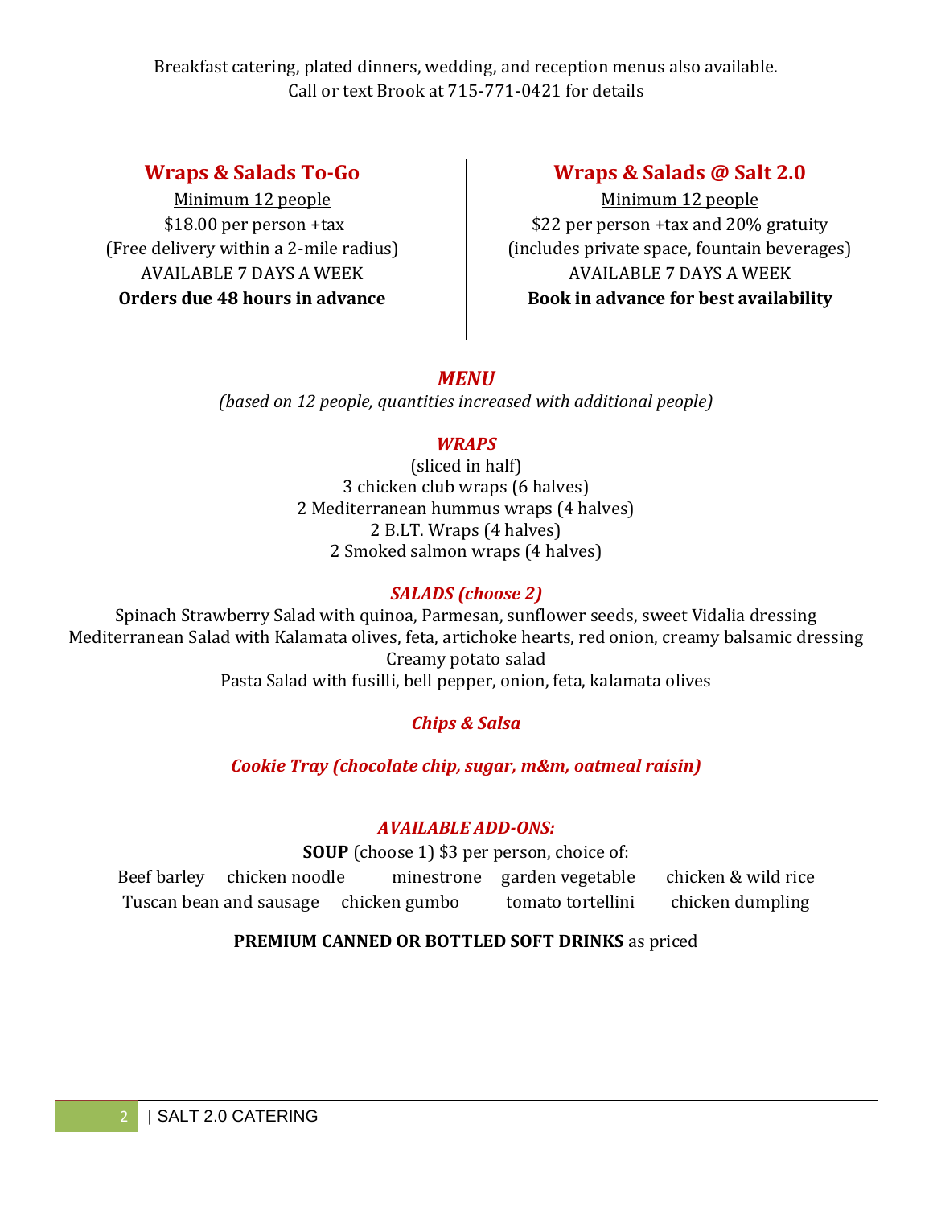Breakfast catering, plated dinners, wedding, and reception menus also available.
Call or text Brook at 715-771-0421 for details

## Wraps & Salads To-Go

Minimum 12 people
$18.00 per person +tax
(Free delivery within a 2-mile radius)
AVAILABLE 7 DAYS A WEEK
**Orders due 48 hours in advance**

## Wraps & Salads @ Salt 2.0

Minimum 12 people
$22 per person +tax and 20% gratuity
(includes private space, fountain beverages)
AVAILABLE 7 DAYS A WEEK
**Book in advance for best availability**

## *MENU*

*(based on 12 people, quantities increased with additional people)*

### *WRAPS*

(sliced in half)
3 chicken club wraps (6 halves)
2 Mediterranean hummus wraps (4 halves)
2 B.LT. Wraps (4 halves)
2 Smoked salmon wraps (4 halves)

### *SALADS (choose 2)*

Spinach Strawberry Salad with quinoa, Parmesan, sunflower seeds, sweet Vidalia dressing
Mediterranean Salad with Kalamata olives, feta, artichoke hearts, red onion, creamy balsamic dressing
Creamy potato salad
Pasta Salad with fusilli, bell pepper, onion, feta, kalamata olives

### *Chips & Salsa*

### *Cookie Tray (chocolate chip, sugar, m&m, oatmeal raisin)*

### *AVAILABLE ADD-ONS:*

**SOUP** (choose 1) $3 per person, choice of:
Beef barley chicken noodle minestrone garden vegetable chicken & wild rice
Tuscan bean and sausage chicken gumbo tomato tortellini chicken dumpling

**PREMIUM CANNED OR BOTTLED SOFT DRINKS** as priced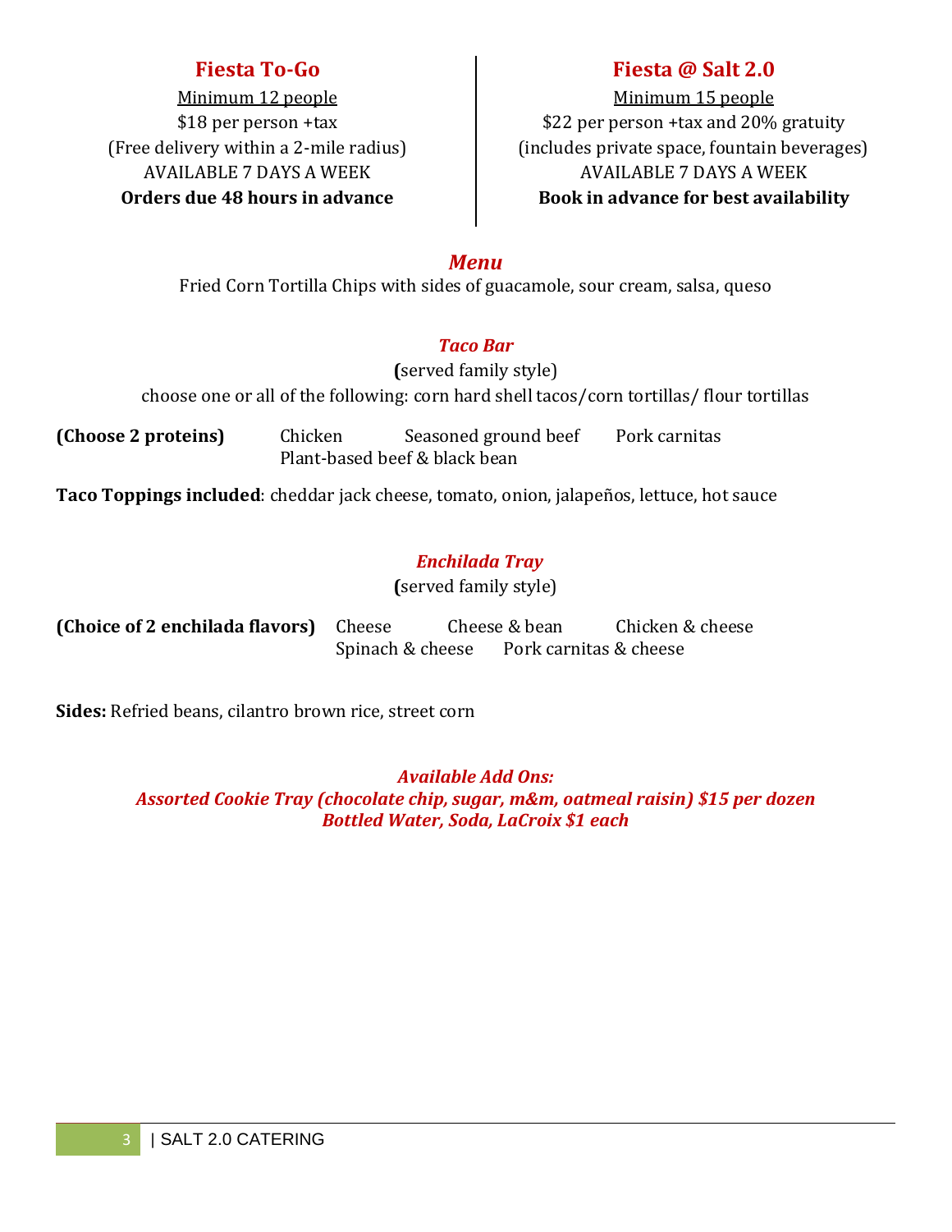## Fiesta To-Go

Minimum 12 people

$18 per person +tax

(Free delivery within a 2-mile radius)

AVAILABLE 7 DAYS A WEEK

**Orders due 48 hours in advance**

## Fiesta @ Salt 2.0

Minimum 15 people

$22 per person +tax and 20% gratuity

(includes private space, fountain beverages)

AVAILABLE 7 DAYS A WEEK

**Book in advance for best availability**

### *Menu*

Fried Corn Tortilla Chips with sides of guacamole, sour cream, salsa, queso

### *Taco Bar*

**(**served family style)

choose one or all of the following: corn hard shell tacos/corn tortillas/ flour tortillas

**(Choose 2 proteins)** Chicken Seasoned ground beef Pork carnitas Plant-based beef & black bean

**Taco Toppings included**: cheddar jack cheese, tomato, onion, jalapeños, lettuce, hot sauce

### *Enchilada Tray*

**(**served family style)

**(Choice of 2 enchilada flavors)** Cheese Cheese & bean Chicken & cheese Spinach & cheese Pork carnitas & cheese

**Sides:** Refried beans, cilantro brown rice, street corn

***Available Add Ons:***

***Assorted Cookie Tray (chocolate chip, sugar, m&m, oatmeal raisin) $15 per dozen***

***Bottled Water, Soda, LaCroix $1 each***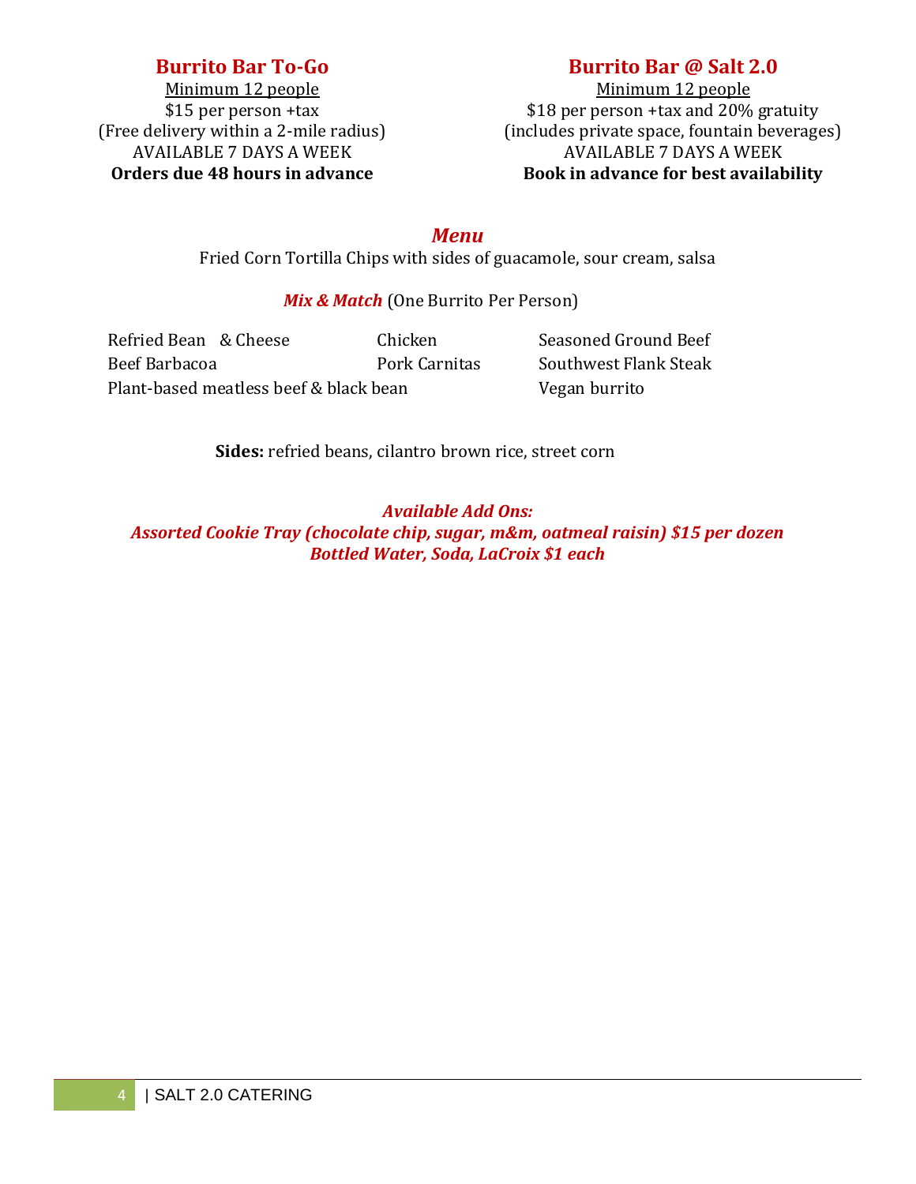## Burrito Bar To-Go

Minimum 12 people

$15 per person +tax

(Free delivery within a 2-mile radius)

AVAILABLE 7 DAYS A WEEK

**Orders due 48 hours in advance**

## Burrito Bar @ Salt 2.0

Minimum 12 people

$18 per person +tax and 20% gratuity

(includes private space, fountain beverages)

AVAILABLE 7 DAYS A WEEK

**Book in advance for best availability**

## *Menu*

Fried Corn Tortilla Chips with sides of guacamole, sour cream, salsa

***Mix & Match*** (One Burrito Per Person)

| | | |
|---|---|---|
| Refried Bean & Cheese | Chicken | Seasoned Ground Beef |
| Beef Barbacoa | Pork Carnitas | Southwest Flank Steak |
| Plant-based meatless beef & black bean | | Vegan burrito |

**Sides:** refried beans, cilantro brown rice, street corn

***Available Add Ons:***

***Assorted Cookie Tray (chocolate chip, sugar, m&m, oatmeal raisin) $15 per dozen***

***Bottled Water, Soda, LaCroix $1 each***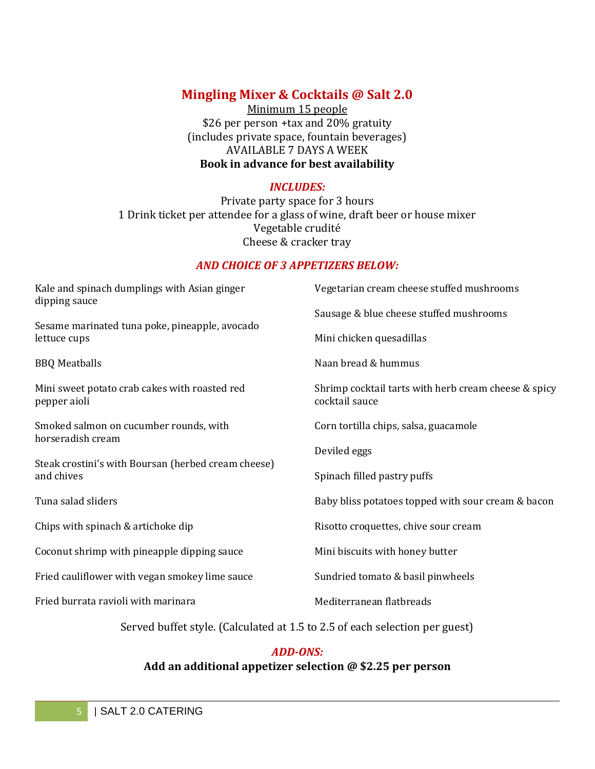## Mingling Mixer & Cocktails @ Salt 2.0

Minimum 15 people

$26 per person +tax and 20% gratuity

(includes private space, fountain beverages)

AVAILABLE 7 DAYS A WEEK

**Book in advance for best availability**

### *INCLUDES:*

Private party space for 3 hours

1 Drink ticket per attendee for a glass of wine, draft beer or house mixer

Vegetable crudité

Cheese & cracker tray

### *AND CHOICE OF 3 APPETIZERS BELOW:*

Kale and spinach dumplings with Asian ginger dipping sauce

Sesame marinated tuna poke, pineapple, avocado lettuce cups

BBQ Meatballs

Mini sweet potato crab cakes with roasted red pepper aioli

Smoked salmon on cucumber rounds, with horseradish cream

Steak crostini's with Boursan (herbed cream cheese) and chives

Tuna salad sliders

Chips with spinach & artichoke dip

Coconut shrimp with pineapple dipping sauce

Fried cauliflower with vegan smokey lime sauce

Fried burrata ravioli with marinara

Vegetarian cream cheese stuffed mushrooms

Sausage & blue cheese stuffed mushrooms

Mini chicken quesadillas

Naan bread & hummus

Shrimp cocktail tarts with herb cream cheese & spicy cocktail sauce

Corn tortilla chips, salsa, guacamole

Deviled eggs

Spinach filled pastry puffs

Baby bliss potatoes topped with sour cream & bacon

Risotto croquettes, chive sour cream

Mini biscuits with honey butter

Sundried tomato & basil pinwheels

Mediterranean flatbreads

Served buffet style. (Calculated at 1.5 to 2.5 of each selection per guest)

### *ADD-ONS:*

**Add an additional appetizer selection @ $2.25 per person**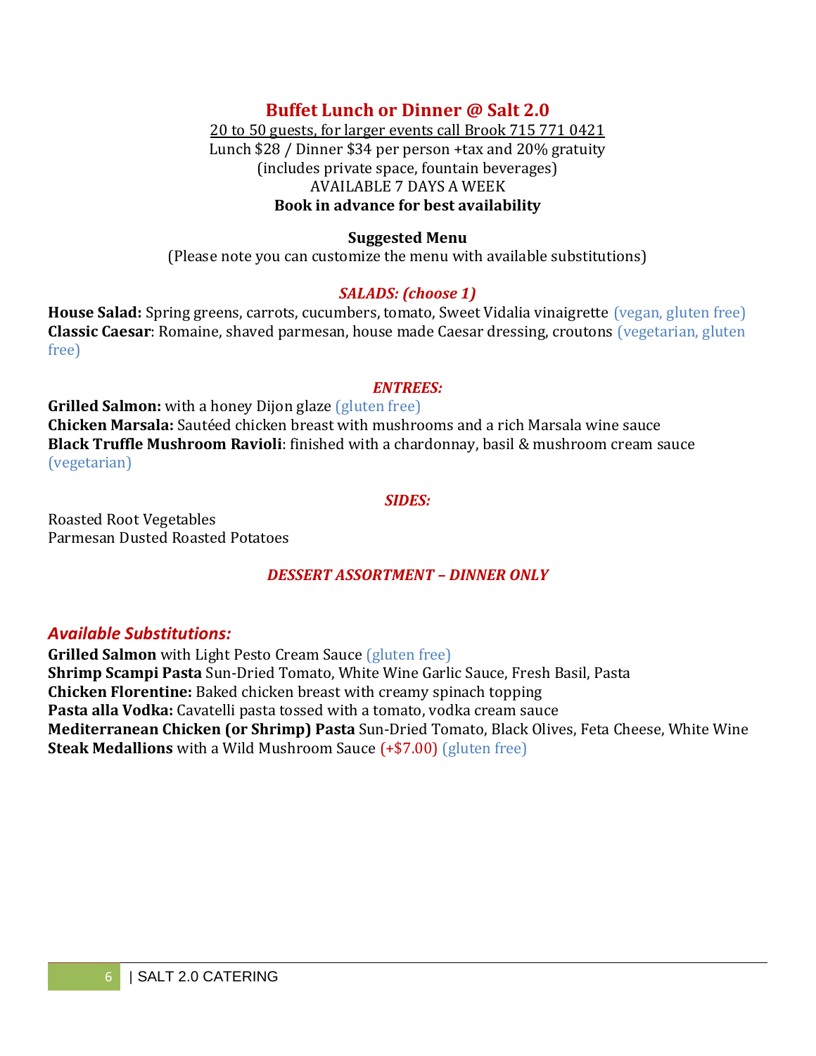# Buffet Lunch or Dinner @ Salt 2.0

20 to 50 guests, for larger events call Brook 715 771 0421

Lunch $28 / Dinner $34 per person +tax and 20% gratuity

(includes private space, fountain beverages)

AVAILABLE 7 DAYS A WEEK

**Book in advance for best availability**

**Suggested Menu**

(Please note you can customize the menu with available substitutions)

### *SALADS: (choose 1)*

**House Salad:** Spring greens, carrots, cucumbers, tomato, Sweet Vidalia vinaigrette (vegan, gluten free)
**Classic Caesar**: Romaine, shaved parmesan, house made Caesar dressing, croutons (vegetarian, gluten free)

### *ENTREES:*

**Grilled Salmon:** with a honey Dijon glaze (gluten free)
**Chicken Marsala:** Sautéed chicken breast with mushrooms and a rich Marsala wine sauce
**Black Truffle Mushroom Ravioli**: finished with a chardonnay, basil & mushroom cream sauce (vegetarian)

### *SIDES:*

Roasted Root Vegetables
Parmesan Dusted Roasted Potatoes

### *DESSERT ASSORTMENT – DINNER ONLY*

## *Available Substitutions:*

**Grilled Salmon** with Light Pesto Cream Sauce (gluten free)
**Shrimp Scampi Pasta** Sun-Dried Tomato, White Wine Garlic Sauce, Fresh Basil, Pasta
**Chicken Florentine:** Baked chicken breast with creamy spinach topping
**Pasta alla Vodka:** Cavatelli pasta tossed with a tomato, vodka cream sauce
**Mediterranean Chicken (or Shrimp) Pasta** Sun-Dried Tomato, Black Olives, Feta Cheese, White Wine
**Steak Medallions** with a Wild Mushroom Sauce (+$7.00) (gluten free)